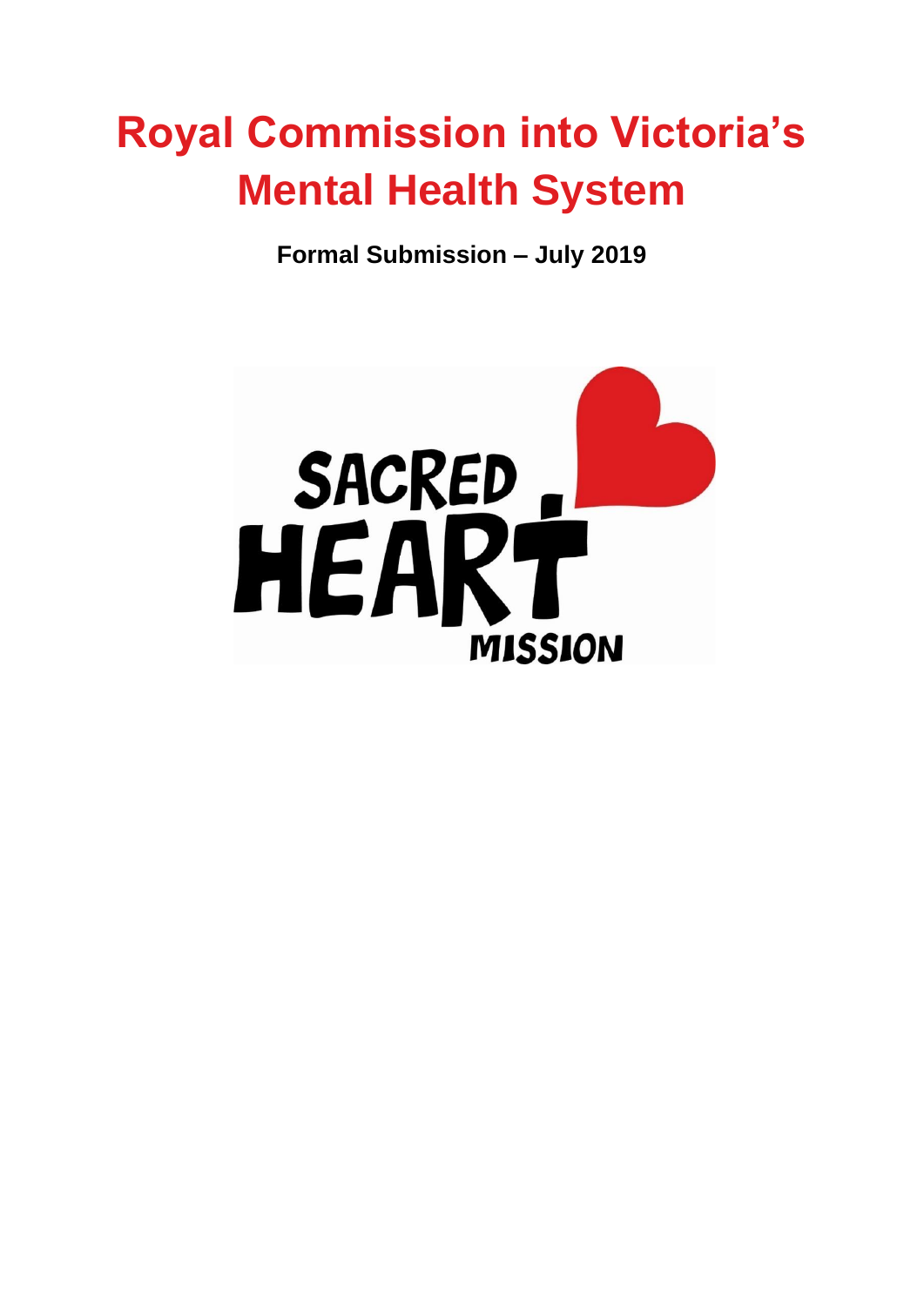# Royal Commission into Victoria's Mental Health System

**Formal Submission – July 2019**

SACRED HEART MISSION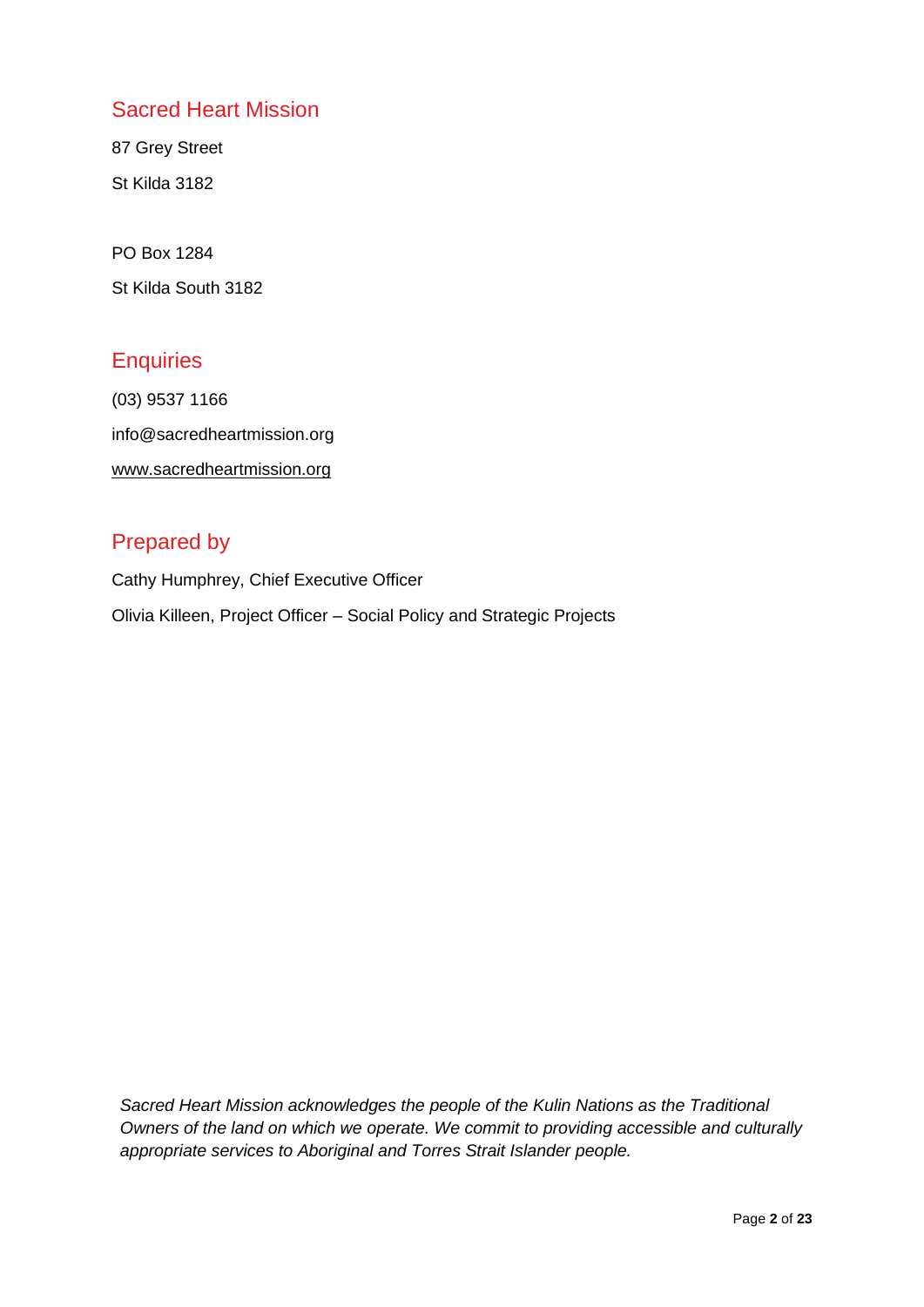## Sacred Heart Mission

87 Grey Street

St Kilda 3182

PO Box 1284

St Kilda South 3182

## Enquiries

(03) 9537 1166

info@sacredheartmission.org

www.sacredheartmission.org

## Prepared by

Cathy Humphrey, Chief Executive Officer

Olivia Killeen, Project Officer – Social Policy and Strategic Projects

*Sacred Heart Mission acknowledges the people of the Kulin Nations as the Traditional Owners of the land on which we operate. We commit to providing accessible and culturally appropriate services to Aboriginal and Torres Strait Islander people.*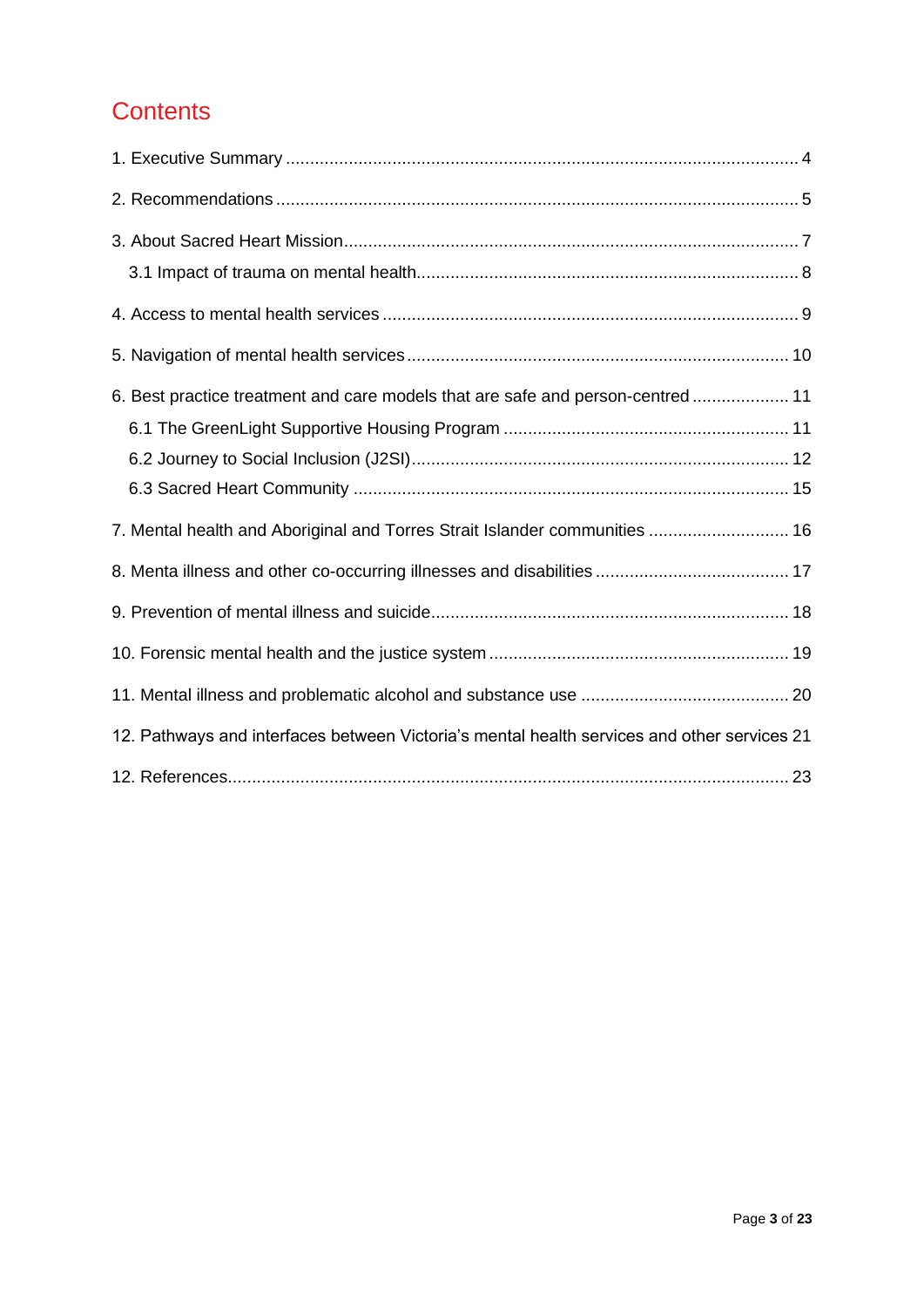# Contents

1. Executive Summary .......................................................................................................... 4

2. Recommendations ........................................................................................................... 5

3. About Sacred Heart Mission............................................................................................. 7

   3.1 Impact of trauma on mental health.............................................................................. 8

4. Access to mental health services ..................................................................................... 9

5. Navigation of mental health services .............................................................................. 10

6. Best practice treatment and care models that are safe and person-centred .................... 11

   6.1 The GreenLight Supportive Housing Program ........................................................... 11

   6.2 Journey to Social Inclusion (J2SI).............................................................................. 12

   6.3 Sacred Heart Community .......................................................................................... 15

7. Mental health and Aboriginal and Torres Strait Islander communities ............................. 16

8. Menta illness and other co-occurring illnesses and disabilities ........................................ 17

9. Prevention of mental illness and suicide.......................................................................... 18

10. Forensic mental health and the justice system .............................................................. 19

11. Mental illness and problematic alcohol and substance use ........................................... 20

12. Pathways and interfaces between Victoria's mental health services and other services 21

12. References.................................................................................................................... 23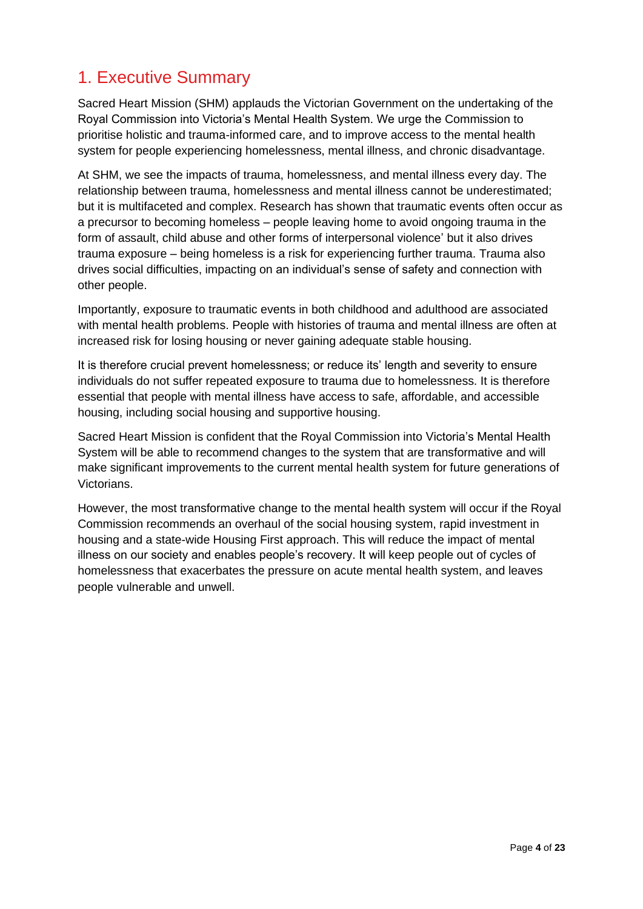# 1. Executive Summary

Sacred Heart Mission (SHM) applauds the Victorian Government on the undertaking of the Royal Commission into Victoria's Mental Health System. We urge the Commission to prioritise holistic and trauma-informed care, and to improve access to the mental health system for people experiencing homelessness, mental illness, and chronic disadvantage.

At SHM, we see the impacts of trauma, homelessness, and mental illness every day. The relationship between trauma, homelessness and mental illness cannot be underestimated; but it is multifaceted and complex. Research has shown that traumatic events often occur as a precursor to becoming homeless – people leaving home to avoid ongoing trauma in the form of assault, child abuse and other forms of interpersonal violence' but it also drives trauma exposure – being homeless is a risk for experiencing further trauma. Trauma also drives social difficulties, impacting on an individual's sense of safety and connection with other people.

Importantly, exposure to traumatic events in both childhood and adulthood are associated with mental health problems. People with histories of trauma and mental illness are often at increased risk for losing housing or never gaining adequate stable housing.

It is therefore crucial prevent homelessness; or reduce its' length and severity to ensure individuals do not suffer repeated exposure to trauma due to homelessness. It is therefore essential that people with mental illness have access to safe, affordable, and accessible housing, including social housing and supportive housing.

Sacred Heart Mission is confident that the Royal Commission into Victoria's Mental Health System will be able to recommend changes to the system that are transformative and will make significant improvements to the current mental health system for future generations of Victorians.

However, the most transformative change to the mental health system will occur if the Royal Commission recommends an overhaul of the social housing system, rapid investment in housing and a state-wide Housing First approach. This will reduce the impact of mental illness on our society and enables people's recovery. It will keep people out of cycles of homelessness that exacerbates the pressure on acute mental health system, and leaves people vulnerable and unwell.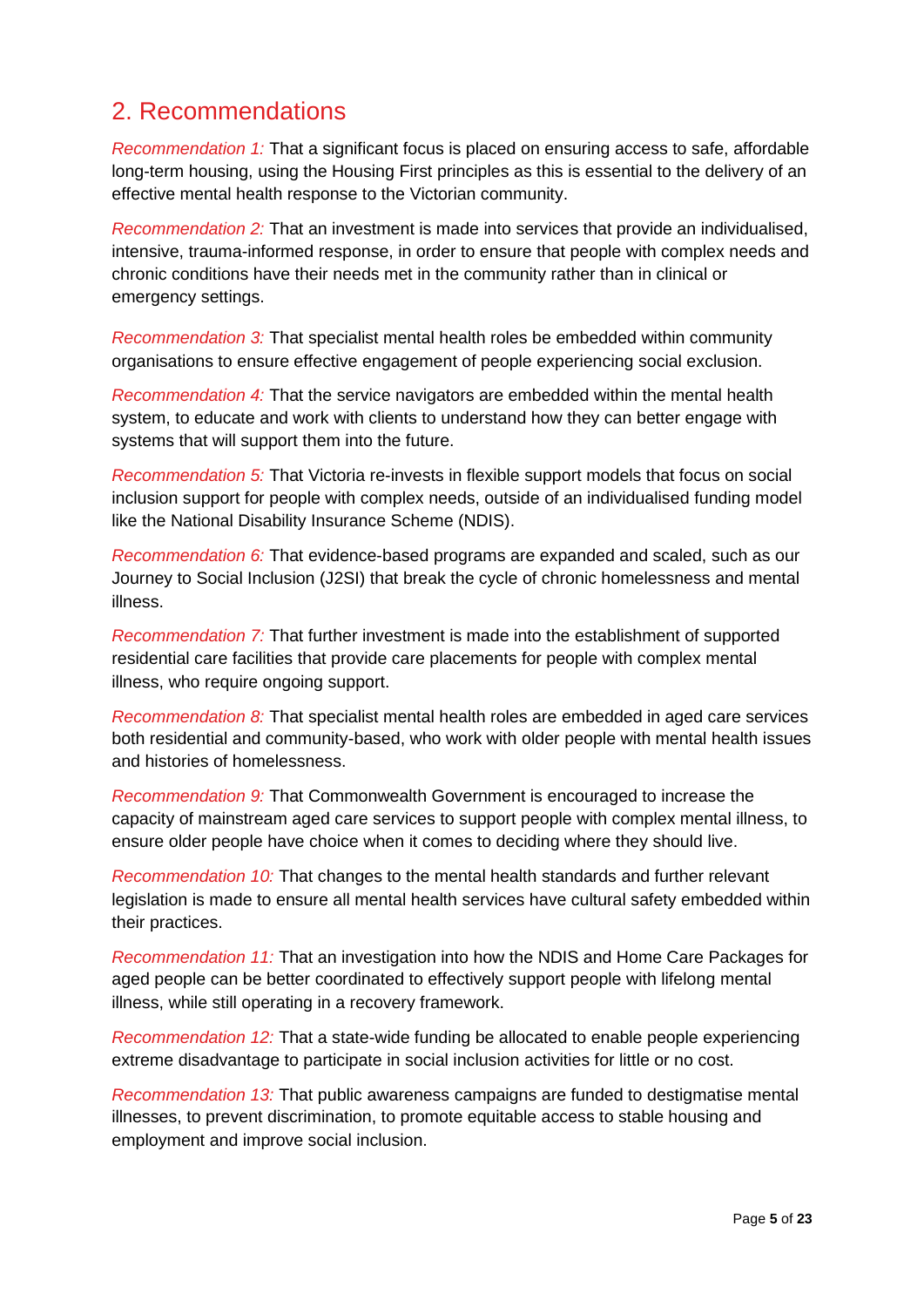## 2. Recommendations

*Recommendation 1:* That a significant focus is placed on ensuring access to safe, affordable long-term housing, using the Housing First principles as this is essential to the delivery of an effective mental health response to the Victorian community.

*Recommendation 2:* That an investment is made into services that provide an individualised, intensive, trauma-informed response, in order to ensure that people with complex needs and chronic conditions have their needs met in the community rather than in clinical or emergency settings.

*Recommendation 3:* That specialist mental health roles be embedded within community organisations to ensure effective engagement of people experiencing social exclusion.

*Recommendation 4:* That the service navigators are embedded within the mental health system, to educate and work with clients to understand how they can better engage with systems that will support them into the future.

*Recommendation 5:* That Victoria re-invests in flexible support models that focus on social inclusion support for people with complex needs, outside of an individualised funding model like the National Disability Insurance Scheme (NDIS).

*Recommendation 6:* That evidence-based programs are expanded and scaled, such as our Journey to Social Inclusion (J2SI) that break the cycle of chronic homelessness and mental illness.

*Recommendation 7:* That further investment is made into the establishment of supported residential care facilities that provide care placements for people with complex mental illness, who require ongoing support.

*Recommendation 8:* That specialist mental health roles are embedded in aged care services both residential and community-based, who work with older people with mental health issues and histories of homelessness.

*Recommendation 9:* That Commonwealth Government is encouraged to increase the capacity of mainstream aged care services to support people with complex mental illness, to ensure older people have choice when it comes to deciding where they should live.

*Recommendation 10:* That changes to the mental health standards and further relevant legislation is made to ensure all mental health services have cultural safety embedded within their practices.

*Recommendation 11:* That an investigation into how the NDIS and Home Care Packages for aged people can be better coordinated to effectively support people with lifelong mental illness, while still operating in a recovery framework.

*Recommendation 12:* That a state-wide funding be allocated to enable people experiencing extreme disadvantage to participate in social inclusion activities for little or no cost.

*Recommendation 13:* That public awareness campaigns are funded to destigmatise mental illnesses, to prevent discrimination, to promote equitable access to stable housing and employment and improve social inclusion.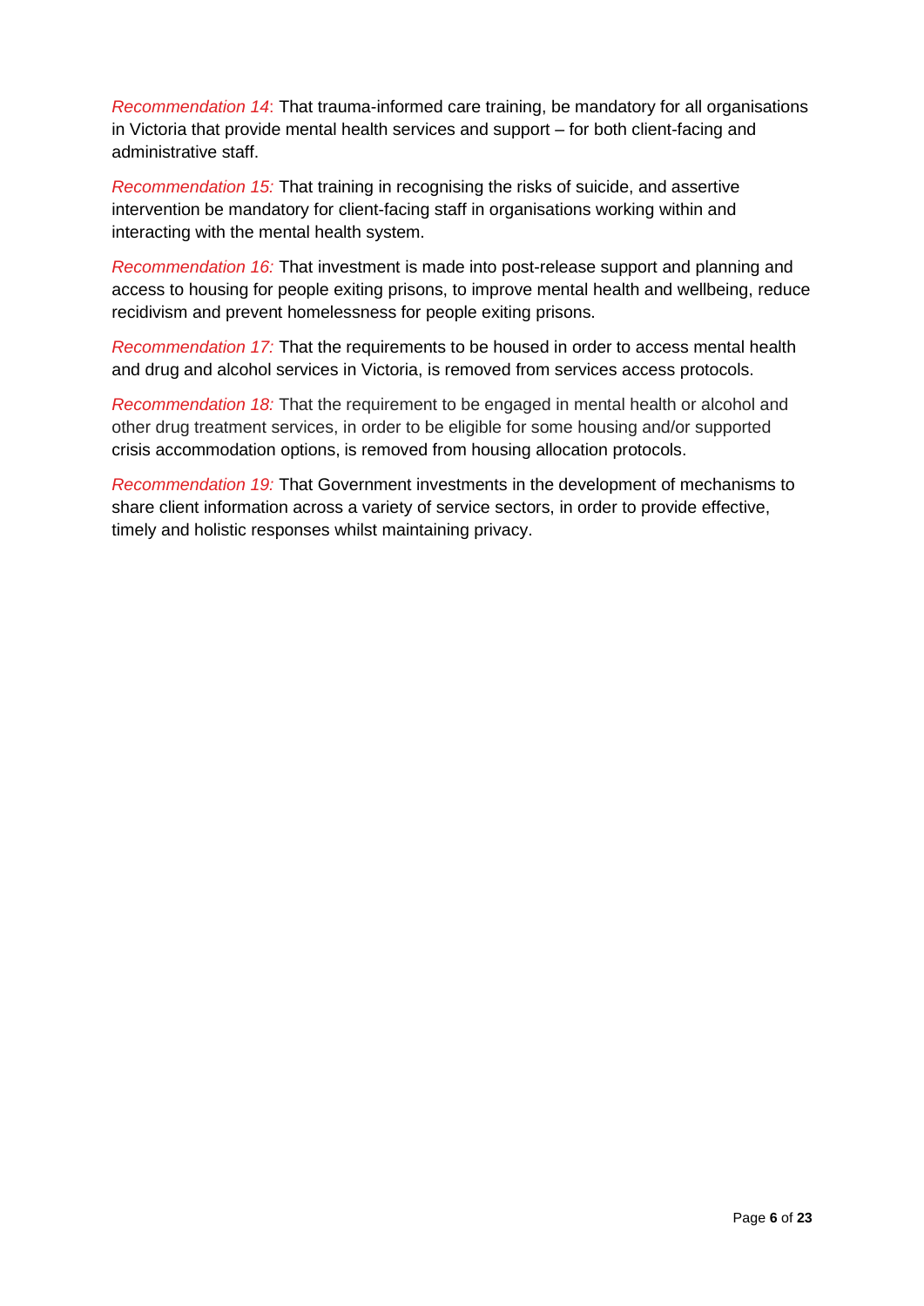*Recommendation 14*: That trauma-informed care training, be mandatory for all organisations in Victoria that provide mental health services and support – for both client-facing and administrative staff.

*Recommendation 15:* That training in recognising the risks of suicide, and assertive intervention be mandatory for client-facing staff in organisations working within and interacting with the mental health system.

*Recommendation 16:* That investment is made into post-release support and planning and access to housing for people exiting prisons, to improve mental health and wellbeing, reduce recidivism and prevent homelessness for people exiting prisons.

*Recommendation 17:* That the requirements to be housed in order to access mental health and drug and alcohol services in Victoria, is removed from services access protocols.

*Recommendation 18:* That the requirement to be engaged in mental health or alcohol and other drug treatment services, in order to be eligible for some housing and/or supported crisis accommodation options, is removed from housing allocation protocols.

*Recommendation 19:* That Government investments in the development of mechanisms to share client information across a variety of service sectors, in order to provide effective, timely and holistic responses whilst maintaining privacy.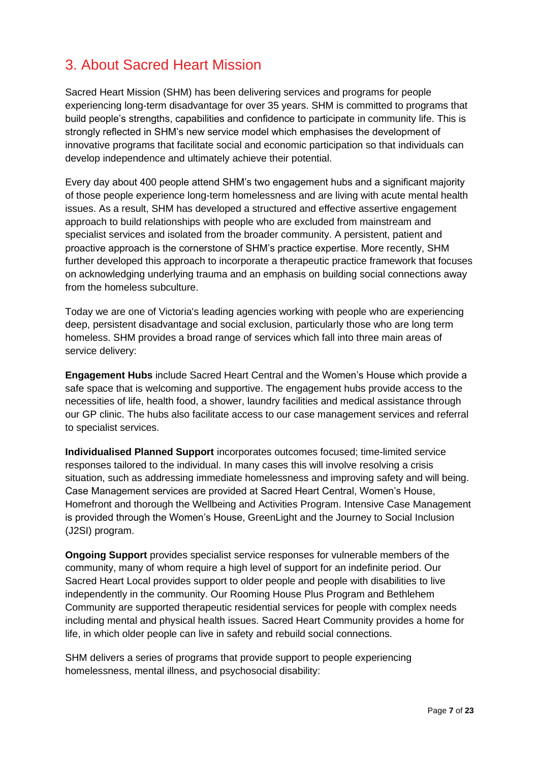## 3. About Sacred Heart Mission

Sacred Heart Mission (SHM) has been delivering services and programs for people experiencing long-term disadvantage for over 35 years. SHM is committed to programs that build people's strengths, capabilities and confidence to participate in community life. This is strongly reflected in SHM's new service model which emphasises the development of innovative programs that facilitate social and economic participation so that individuals can develop independence and ultimately achieve their potential.

Every day about 400 people attend SHM's two engagement hubs and a significant majority of those people experience long-term homelessness and are living with acute mental health issues. As a result, SHM has developed a structured and effective assertive engagement approach to build relationships with people who are excluded from mainstream and specialist services and isolated from the broader community. A persistent, patient and proactive approach is the cornerstone of SHM's practice expertise. More recently, SHM further developed this approach to incorporate a therapeutic practice framework that focuses on acknowledging underlying trauma and an emphasis on building social connections away from the homeless subculture.

Today we are one of Victoria's leading agencies working with people who are experiencing deep, persistent disadvantage and social exclusion, particularly those who are long term homeless. SHM provides a broad range of services which fall into three main areas of service delivery:

**Engagement Hubs** include Sacred Heart Central and the Women's House which provide a safe space that is welcoming and supportive. The engagement hubs provide access to the necessities of life, health food, a shower, laundry facilities and medical assistance through our GP clinic. The hubs also facilitate access to our case management services and referral to specialist services.

**Individualised Planned Support** incorporates outcomes focused; time-limited service responses tailored to the individual. In many cases this will involve resolving a crisis situation, such as addressing immediate homelessness and improving safety and will being. Case Management services are provided at Sacred Heart Central, Women's House, Homefront and thorough the Wellbeing and Activities Program. Intensive Case Management is provided through the Women's House, GreenLight and the Journey to Social Inclusion (J2SI) program.

**Ongoing Support** provides specialist service responses for vulnerable members of the community, many of whom require a high level of support for an indefinite period. Our Sacred Heart Local provides support to older people and people with disabilities to live independently in the community. Our Rooming House Plus Program and Bethlehem Community are supported therapeutic residential services for people with complex needs including mental and physical health issues. Sacred Heart Community provides a home for life, in which older people can live in safety and rebuild social connections.

SHM delivers a series of programs that provide support to people experiencing homelessness, mental illness, and psychosocial disability: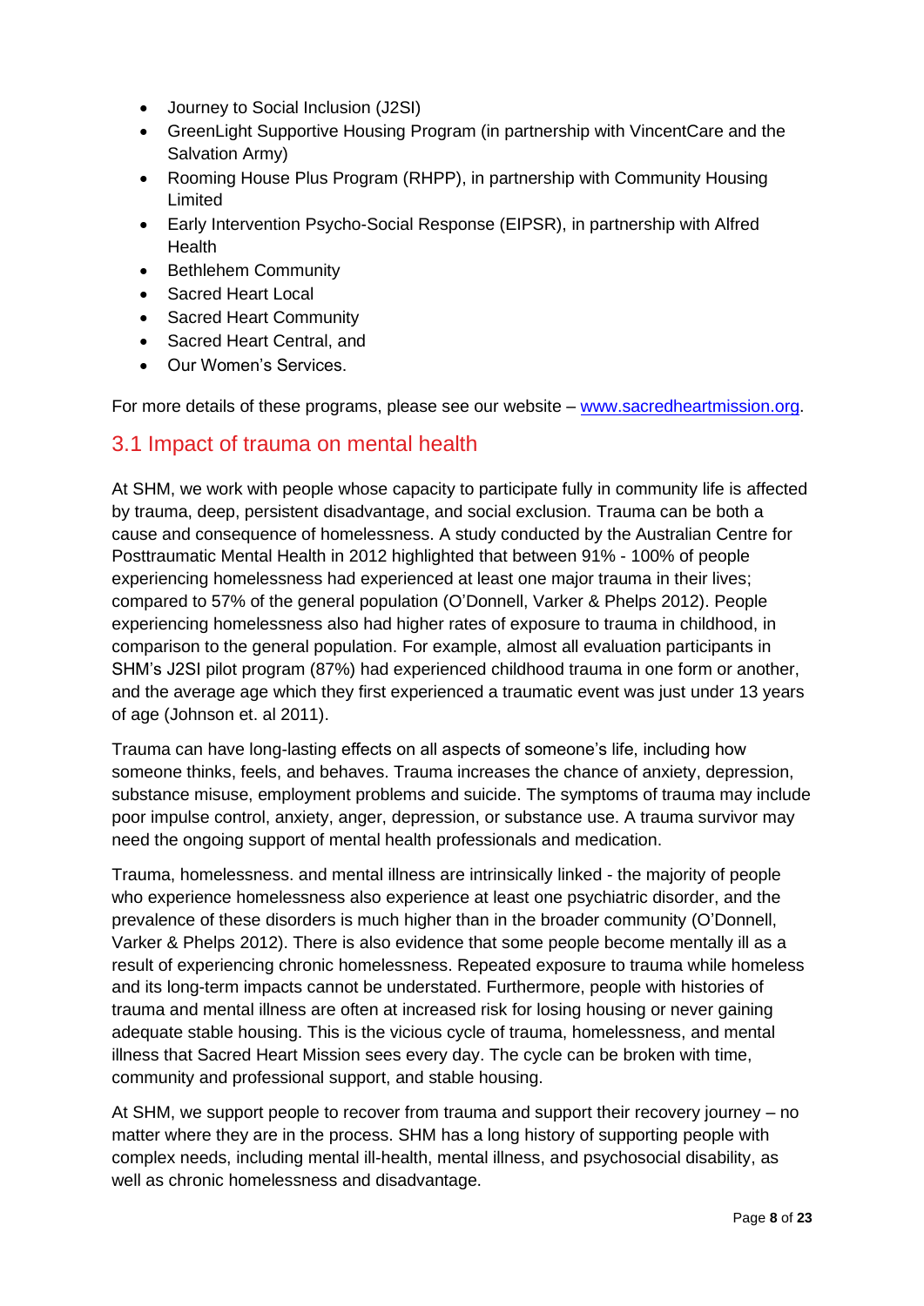- Journey to Social Inclusion (J2SI)
- GreenLight Supportive Housing Program (in partnership with VincentCare and the Salvation Army)
- Rooming House Plus Program (RHPP), in partnership with Community Housing Limited
- Early Intervention Psycho-Social Response (EIPSR), in partnership with Alfred Health
- Bethlehem Community
- Sacred Heart Local
- Sacred Heart Community
- Sacred Heart Central, and
- Our Women's Services.

For more details of these programs, please see our website – [www.sacredheartmission.org](http://www.sacredheartmission.org).

## 3.1 Impact of trauma on mental health

At SHM, we work with people whose capacity to participate fully in community life is affected by trauma, deep, persistent disadvantage, and social exclusion. Trauma can be both a cause and consequence of homelessness. A study conducted by the Australian Centre for Posttraumatic Mental Health in 2012 highlighted that between 91% - 100% of people experiencing homelessness had experienced at least one major trauma in their lives; compared to 57% of the general population (O'Donnell, Varker & Phelps 2012). People experiencing homelessness also had higher rates of exposure to trauma in childhood, in comparison to the general population. For example, almost all evaluation participants in SHM's J2SI pilot program (87%) had experienced childhood trauma in one form or another, and the average age which they first experienced a traumatic event was just under 13 years of age (Johnson et. al 2011).

Trauma can have long-lasting effects on all aspects of someone's life, including how someone thinks, feels, and behaves. Trauma increases the chance of anxiety, depression, substance misuse, employment problems and suicide. The symptoms of trauma may include poor impulse control, anxiety, anger, depression, or substance use. A trauma survivor may need the ongoing support of mental health professionals and medication.

Trauma, homelessness. and mental illness are intrinsically linked - the majority of people who experience homelessness also experience at least one psychiatric disorder, and the prevalence of these disorders is much higher than in the broader community (O'Donnell, Varker & Phelps 2012). There is also evidence that some people become mentally ill as a result of experiencing chronic homelessness. Repeated exposure to trauma while homeless and its long-term impacts cannot be understated. Furthermore, people with histories of trauma and mental illness are often at increased risk for losing housing or never gaining adequate stable housing. This is the vicious cycle of trauma, homelessness, and mental illness that Sacred Heart Mission sees every day. The cycle can be broken with time, community and professional support, and stable housing.

At SHM, we support people to recover from trauma and support their recovery journey – no matter where they are in the process. SHM has a long history of supporting people with complex needs, including mental ill-health, mental illness, and psychosocial disability, as well as chronic homelessness and disadvantage.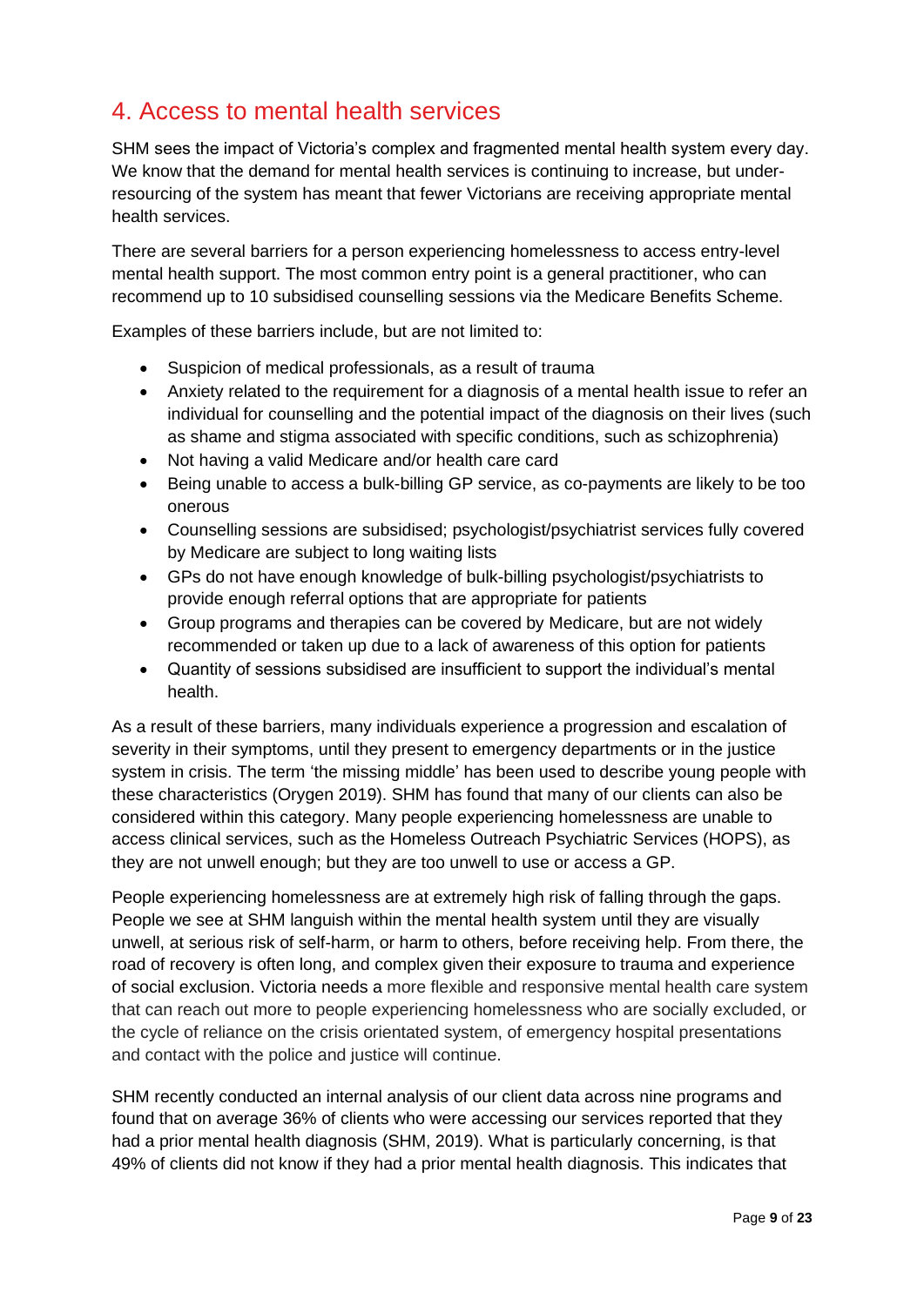## 4. Access to mental health services

SHM sees the impact of Victoria's complex and fragmented mental health system every day. We know that the demand for mental health services is continuing to increase, but under-resourcing of the system has meant that fewer Victorians are receiving appropriate mental health services.

There are several barriers for a person experiencing homelessness to access entry-level mental health support. The most common entry point is a general practitioner, who can recommend up to 10 subsidised counselling sessions via the Medicare Benefits Scheme.

Examples of these barriers include, but are not limited to:

- Suspicion of medical professionals, as a result of trauma
- Anxiety related to the requirement for a diagnosis of a mental health issue to refer an individual for counselling and the potential impact of the diagnosis on their lives (such as shame and stigma associated with specific conditions, such as schizophrenia)
- Not having a valid Medicare and/or health care card
- Being unable to access a bulk-billing GP service, as co-payments are likely to be too onerous
- Counselling sessions are subsidised; psychologist/psychiatrist services fully covered by Medicare are subject to long waiting lists
- GPs do not have enough knowledge of bulk-billing psychologist/psychiatrists to provide enough referral options that are appropriate for patients
- Group programs and therapies can be covered by Medicare, but are not widely recommended or taken up due to a lack of awareness of this option for patients
- Quantity of sessions subsidised are insufficient to support the individual's mental health.

As a result of these barriers, many individuals experience a progression and escalation of severity in their symptoms, until they present to emergency departments or in the justice system in crisis. The term 'the missing middle' has been used to describe young people with these characteristics (Orygen 2019). SHM has found that many of our clients can also be considered within this category. Many people experiencing homelessness are unable to access clinical services, such as the Homeless Outreach Psychiatric Services (HOPS), as they are not unwell enough; but they are too unwell to use or access a GP.

People experiencing homelessness are at extremely high risk of falling through the gaps. People we see at SHM languish within the mental health system until they are visually unwell, at serious risk of self-harm, or harm to others, before receiving help. From there, the road of recovery is often long, and complex given their exposure to trauma and experience of social exclusion. Victoria needs a more flexible and responsive mental health care system that can reach out more to people experiencing homelessness who are socially excluded, or the cycle of reliance on the crisis orientated system, of emergency hospital presentations and contact with the police and justice will continue.

SHM recently conducted an internal analysis of our client data across nine programs and found that on average 36% of clients who were accessing our services reported that they had a prior mental health diagnosis (SHM, 2019). What is particularly concerning, is that 49% of clients did not know if they had a prior mental health diagnosis. This indicates that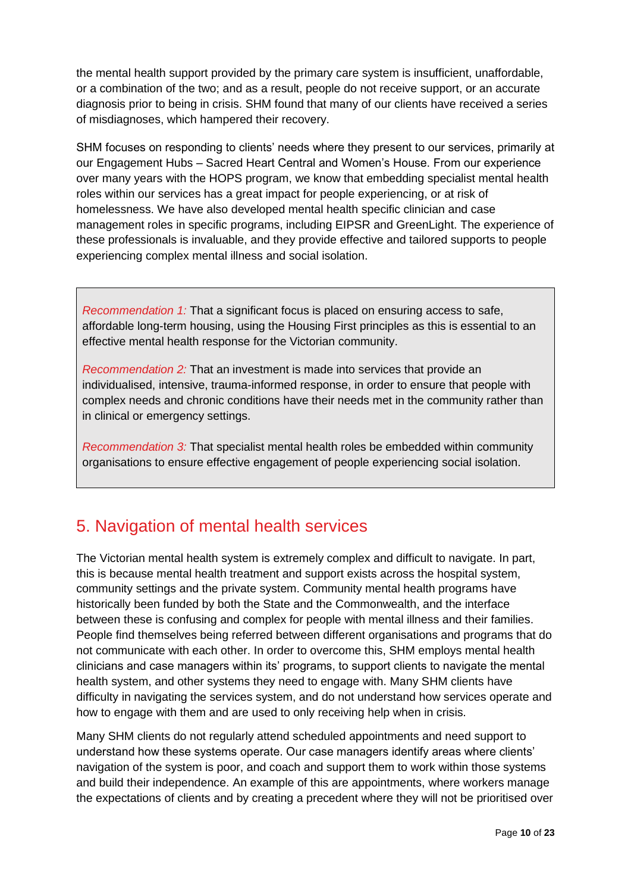the mental health support provided by the primary care system is insufficient, unaffordable, or a combination of the two; and as a result, people do not receive support, or an accurate diagnosis prior to being in crisis. SHM found that many of our clients have received a series of misdiagnoses, which hampered their recovery.

SHM focuses on responding to clients' needs where they present to our services, primarily at our Engagement Hubs – Sacred Heart Central and Women's House. From our experience over many years with the HOPS program, we know that embedding specialist mental health roles within our services has a great impact for people experiencing, or at risk of homelessness. We have also developed mental health specific clinician and case management roles in specific programs, including EIPSR and GreenLight. The experience of these professionals is invaluable, and they provide effective and tailored supports to people experiencing complex mental illness and social isolation.

> *Recommendation 1:* That a significant focus is placed on ensuring access to safe, affordable long-term housing, using the Housing First principles as this is essential to an effective mental health response for the Victorian community.
>
> *Recommendation 2:* That an investment is made into services that provide an individualised, intensive, trauma-informed response, in order to ensure that people with complex needs and chronic conditions have their needs met in the community rather than in clinical or emergency settings.
>
> *Recommendation 3:* That specialist mental health roles be embedded within community organisations to ensure effective engagement of people experiencing social isolation.

## 5. Navigation of mental health services

The Victorian mental health system is extremely complex and difficult to navigate. In part, this is because mental health treatment and support exists across the hospital system, community settings and the private system. Community mental health programs have historically been funded by both the State and the Commonwealth, and the interface between these is confusing and complex for people with mental illness and their families. People find themselves being referred between different organisations and programs that do not communicate with each other. In order to overcome this, SHM employs mental health clinicians and case managers within its' programs, to support clients to navigate the mental health system, and other systems they need to engage with. Many SHM clients have difficulty in navigating the services system, and do not understand how services operate and how to engage with them and are used to only receiving help when in crisis.

Many SHM clients do not regularly attend scheduled appointments and need support to understand how these systems operate. Our case managers identify areas where clients' navigation of the system is poor, and coach and support them to work within those systems and build their independence. An example of this are appointments, where workers manage the expectations of clients and by creating a precedent where they will not be prioritised over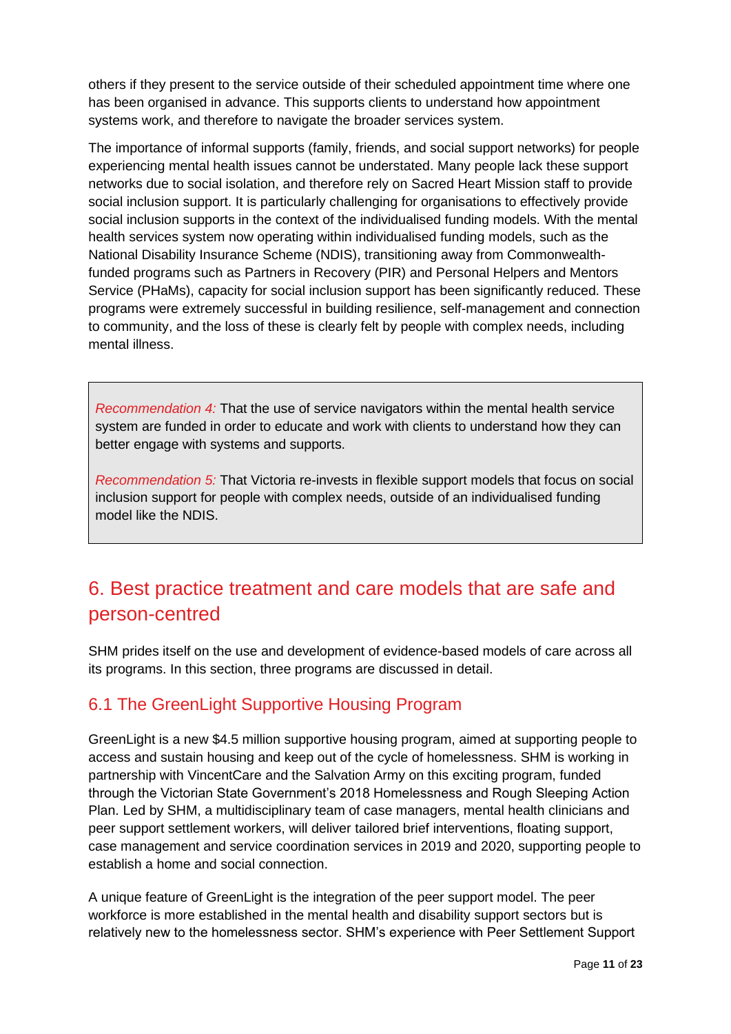others if they present to the service outside of their scheduled appointment time where one has been organised in advance. This supports clients to understand how appointment systems work, and therefore to navigate the broader services system.

The importance of informal supports (family, friends, and social support networks) for people experiencing mental health issues cannot be understated. Many people lack these support networks due to social isolation, and therefore rely on Sacred Heart Mission staff to provide social inclusion support. It is particularly challenging for organisations to effectively provide social inclusion supports in the context of the individualised funding models. With the mental health services system now operating within individualised funding models, such as the National Disability Insurance Scheme (NDIS), transitioning away from Commonwealth-funded programs such as Partners in Recovery (PIR) and Personal Helpers and Mentors Service (PHaMs), capacity for social inclusion support has been significantly reduced. These programs were extremely successful in building resilience, self-management and connection to community, and the loss of these is clearly felt by people with complex needs, including mental illness.

> *Recommendation 4:* That the use of service navigators within the mental health service system are funded in order to educate and work with clients to understand how they can better engage with systems and supports.
>
> *Recommendation 5:* That Victoria re-invests in flexible support models that focus on social inclusion support for people with complex needs, outside of an individualised funding model like the NDIS.

## 6. Best practice treatment and care models that are safe and person-centred

SHM prides itself on the use and development of evidence-based models of care across all its programs. In this section, three programs are discussed in detail.

### 6.1 The GreenLight Supportive Housing Program

GreenLight is a new $4.5 million supportive housing program, aimed at supporting people to access and sustain housing and keep out of the cycle of homelessness. SHM is working in partnership with VincentCare and the Salvation Army on this exciting program, funded through the Victorian State Government's 2018 Homelessness and Rough Sleeping Action Plan. Led by SHM, a multidisciplinary team of case managers, mental health clinicians and peer support settlement workers, will deliver tailored brief interventions, floating support, case management and service coordination services in 2019 and 2020, supporting people to establish a home and social connection.

A unique feature of GreenLight is the integration of the peer support model. The peer workforce is more established in the mental health and disability support sectors but is relatively new to the homelessness sector. SHM's experience with Peer Settlement Support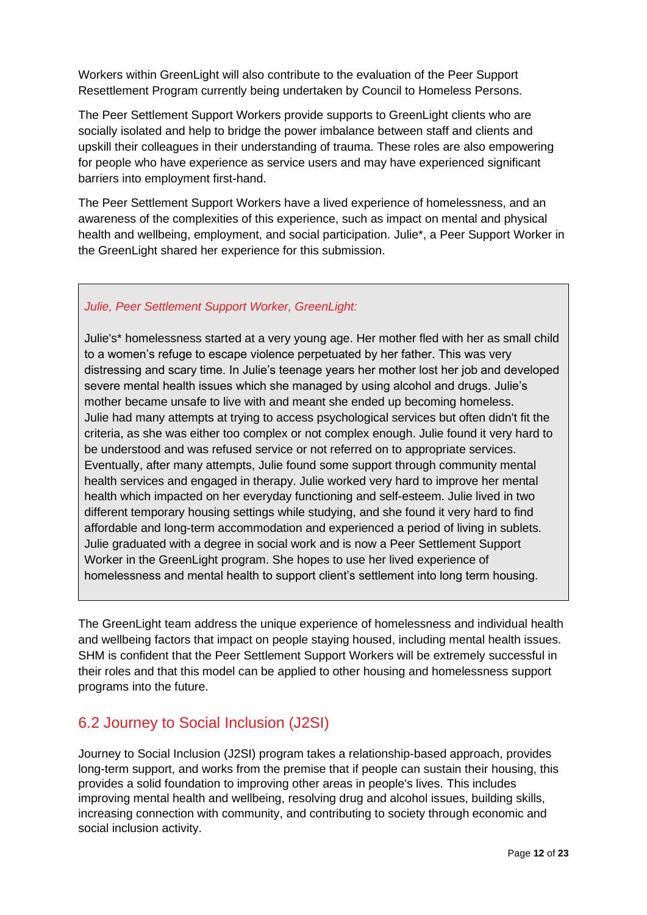Workers within GreenLight will also contribute to the evaluation of the Peer Support Resettlement Program currently being undertaken by Council to Homeless Persons.

The Peer Settlement Support Workers provide supports to GreenLight clients who are socially isolated and help to bridge the power imbalance between staff and clients and upskill their colleagues in their understanding of trauma. These roles are also empowering for people who have experience as service users and may have experienced significant barriers into employment first-hand.

The Peer Settlement Support Workers have a lived experience of homelessness, and an awareness of the complexities of this experience, such as impact on mental and physical health and wellbeing, employment, and social participation. Julie*, a Peer Support Worker in the GreenLight shared her experience for this submission.

> *Julie, Peer Settlement Support Worker, GreenLight:*
>
> Julie's* homelessness started at a very young age. Her mother fled with her as small child to a women's refuge to escape violence perpetuated by her father. This was very distressing and scary time. In Julie's teenage years her mother lost her job and developed severe mental health issues which she managed by using alcohol and drugs. Julie's mother became unsafe to live with and meant she ended up becoming homeless. Julie had many attempts at trying to access psychological services but often didn't fit the criteria, as she was either too complex or not complex enough. Julie found it very hard to be understood and was refused service or not referred on to appropriate services. Eventually, after many attempts, Julie found some support through community mental health services and engaged in therapy. Julie worked very hard to improve her mental health which impacted on her everyday functioning and self-esteem. Julie lived in two different temporary housing settings while studying, and she found it very hard to find affordable and long-term accommodation and experienced a period of living in sublets. Julie graduated with a degree in social work and is now a Peer Settlement Support Worker in the GreenLight program. She hopes to use her lived experience of homelessness and mental health to support client's settlement into long term housing.

The GreenLight team address the unique experience of homelessness and individual health and wellbeing factors that impact on people staying housed, including mental health issues. SHM is confident that the Peer Settlement Support Workers will be extremely successful in their roles and that this model can be applied to other housing and homelessness support programs into the future.

## 6.2 Journey to Social Inclusion (J2SI)

Journey to Social Inclusion (J2SI) program takes a relationship-based approach, provides long-term support, and works from the premise that if people can sustain their housing, this provides a solid foundation to improving other areas in people's lives. This includes improving mental health and wellbeing, resolving drug and alcohol issues, building skills, increasing connection with community, and contributing to society through economic and social inclusion activity.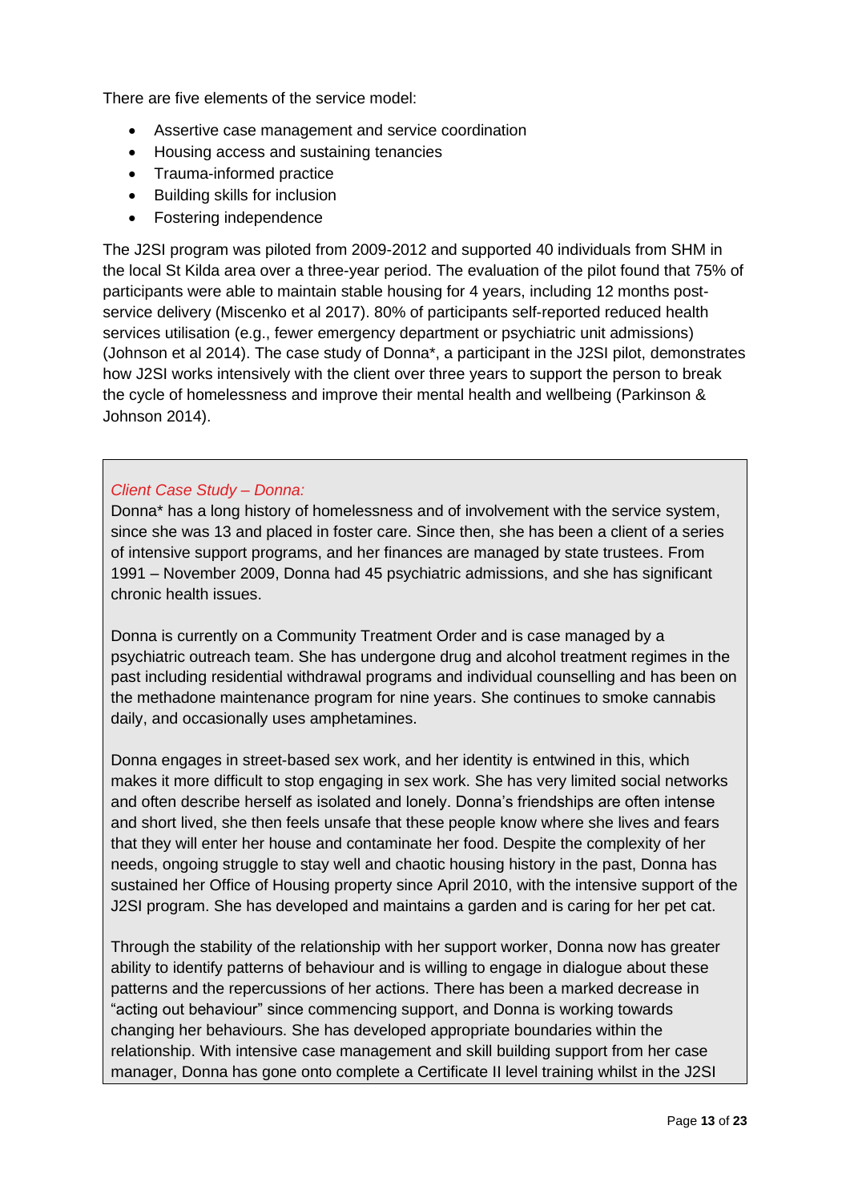There are five elements of the service model:

- Assertive case management and service coordination
- Housing access and sustaining tenancies
- Trauma-informed practice
- Building skills for inclusion
- Fostering independence

The J2SI program was piloted from 2009-2012 and supported 40 individuals from SHM in the local St Kilda area over a three-year period. The evaluation of the pilot found that 75% of participants were able to maintain stable housing for 4 years, including 12 months post-service delivery (Miscenko et al 2017). 80% of participants self-reported reduced health services utilisation (e.g., fewer emergency department or psychiatric unit admissions) (Johnson et al 2014). The case study of Donna*, a participant in the J2SI pilot, demonstrates how J2SI works intensively with the client over three years to support the person to break the cycle of homelessness and improve their mental health and wellbeing (Parkinson & Johnson 2014).

*Client Case Study – Donna:*

Donna* has a long history of homelessness and of involvement with the service system, since she was 13 and placed in foster care. Since then, she has been a client of a series of intensive support programs, and her finances are managed by state trustees. From 1991 – November 2009, Donna had 45 psychiatric admissions, and she has significant chronic health issues.

Donna is currently on a Community Treatment Order and is case managed by a psychiatric outreach team. She has undergone drug and alcohol treatment regimes in the past including residential withdrawal programs and individual counselling and has been on the methadone maintenance program for nine years. She continues to smoke cannabis daily, and occasionally uses amphetamines.

Donna engages in street-based sex work, and her identity is entwined in this, which makes it more difficult to stop engaging in sex work. She has very limited social networks and often describe herself as isolated and lonely. Donna's friendships are often intense and short lived, she then feels unsafe that these people know where she lives and fears that they will enter her house and contaminate her food. Despite the complexity of her needs, ongoing struggle to stay well and chaotic housing history in the past, Donna has sustained her Office of Housing property since April 2010, with the intensive support of the J2SI program. She has developed and maintains a garden and is caring for her pet cat.

Through the stability of the relationship with her support worker, Donna now has greater ability to identify patterns of behaviour and is willing to engage in dialogue about these patterns and the repercussions of her actions. There has been a marked decrease in "acting out behaviour" since commencing support, and Donna is working towards changing her behaviours. She has developed appropriate boundaries within the relationship. With intensive case management and skill building support from her case manager, Donna has gone onto complete a Certificate II level training whilst in the J2SI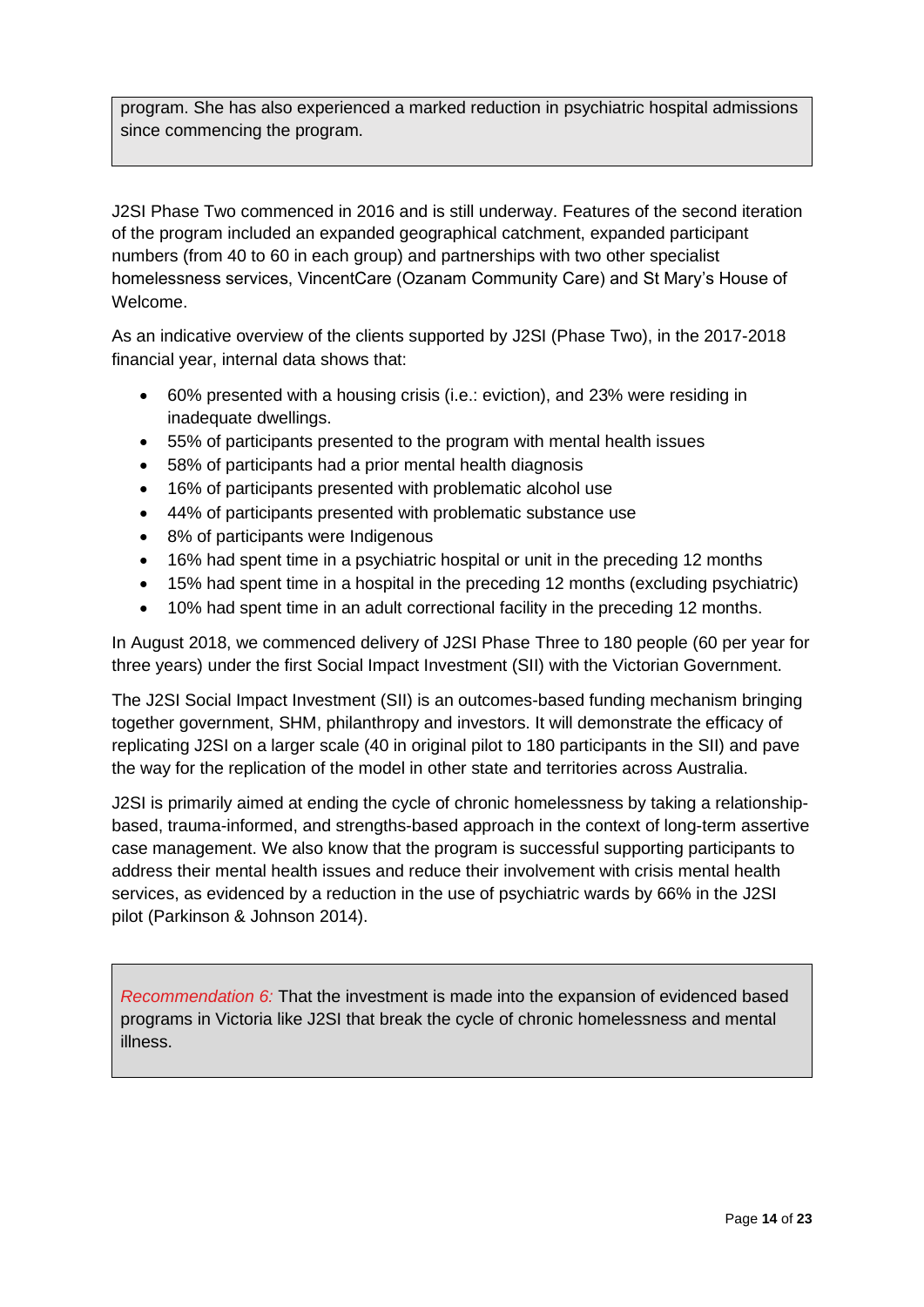program. She has also experienced a marked reduction in psychiatric hospital admissions since commencing the program.

J2SI Phase Two commenced in 2016 and is still underway. Features of the second iteration of the program included an expanded geographical catchment, expanded participant numbers (from 40 to 60 in each group) and partnerships with two other specialist homelessness services, VincentCare (Ozanam Community Care) and St Mary's House of Welcome.

As an indicative overview of the clients supported by J2SI (Phase Two), in the 2017-2018 financial year, internal data shows that:

- 60% presented with a housing crisis (i.e.: eviction), and 23% were residing in inadequate dwellings.
- 55% of participants presented to the program with mental health issues
- 58% of participants had a prior mental health diagnosis
- 16% of participants presented with problematic alcohol use
- 44% of participants presented with problematic substance use
- 8% of participants were Indigenous
- 16% had spent time in a psychiatric hospital or unit in the preceding 12 months
- 15% had spent time in a hospital in the preceding 12 months (excluding psychiatric)
- 10% had spent time in an adult correctional facility in the preceding 12 months.

In August 2018, we commenced delivery of J2SI Phase Three to 180 people (60 per year for three years) under the first Social Impact Investment (SII) with the Victorian Government.

The J2SI Social Impact Investment (SII) is an outcomes-based funding mechanism bringing together government, SHM, philanthropy and investors. It will demonstrate the efficacy of replicating J2SI on a larger scale (40 in original pilot to 180 participants in the SII) and pave the way for the replication of the model in other state and territories across Australia.

J2SI is primarily aimed at ending the cycle of chronic homelessness by taking a relationship-based, trauma-informed, and strengths-based approach in the context of long-term assertive case management. We also know that the program is successful supporting participants to address their mental health issues and reduce their involvement with crisis mental health services, as evidenced by a reduction in the use of psychiatric wards by 66% in the J2SI pilot (Parkinson & Johnson 2014).

*Recommendation 6:* That the investment is made into the expansion of evidenced based programs in Victoria like J2SI that break the cycle of chronic homelessness and mental illness.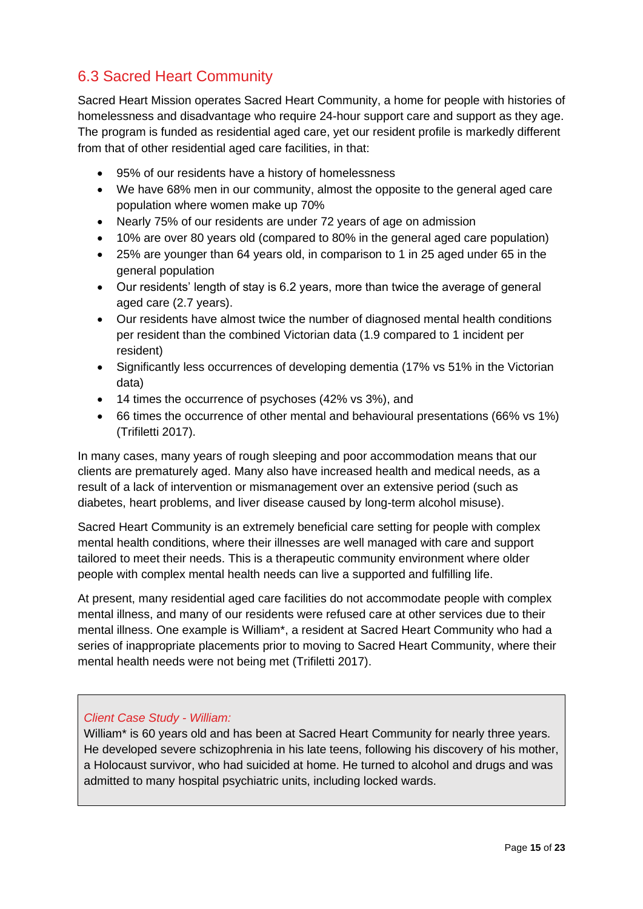## 6.3 Sacred Heart Community

Sacred Heart Mission operates Sacred Heart Community, a home for people with histories of homelessness and disadvantage who require 24-hour support care and support as they age. The program is funded as residential aged care, yet our resident profile is markedly different from that of other residential aged care facilities, in that:

- 95% of our residents have a history of homelessness
- We have 68% men in our community, almost the opposite to the general aged care population where women make up 70%
- Nearly 75% of our residents are under 72 years of age on admission
- 10% are over 80 years old (compared to 80% in the general aged care population)
- 25% are younger than 64 years old, in comparison to 1 in 25 aged under 65 in the general population
- Our residents' length of stay is 6.2 years, more than twice the average of general aged care (2.7 years).
- Our residents have almost twice the number of diagnosed mental health conditions per resident than the combined Victorian data (1.9 compared to 1 incident per resident)
- Significantly less occurrences of developing dementia (17% vs 51% in the Victorian data)
- 14 times the occurrence of psychoses (42% vs 3%), and
- 66 times the occurrence of other mental and behavioural presentations (66% vs 1%) (Trifiletti 2017).

In many cases, many years of rough sleeping and poor accommodation means that our clients are prematurely aged. Many also have increased health and medical needs, as a result of a lack of intervention or mismanagement over an extensive period (such as diabetes, heart problems, and liver disease caused by long-term alcohol misuse).

Sacred Heart Community is an extremely beneficial care setting for people with complex mental health conditions, where their illnesses are well managed with care and support tailored to meet their needs. This is a therapeutic community environment where older people with complex mental health needs can live a supported and fulfilling life.

At present, many residential aged care facilities do not accommodate people with complex mental illness, and many of our residents were refused care at other services due to their mental illness. One example is William*, a resident at Sacred Heart Community who had a series of inappropriate placements prior to moving to Sacred Heart Community, where their mental health needs were not being met (Trifiletti 2017).

> *Client Case Study - William:*
> William* is 60 years old and has been at Sacred Heart Community for nearly three years. He developed severe schizophrenia in his late teens, following his discovery of his mother, a Holocaust survivor, who had suicided at home. He turned to alcohol and drugs and was admitted to many hospital psychiatric units, including locked wards.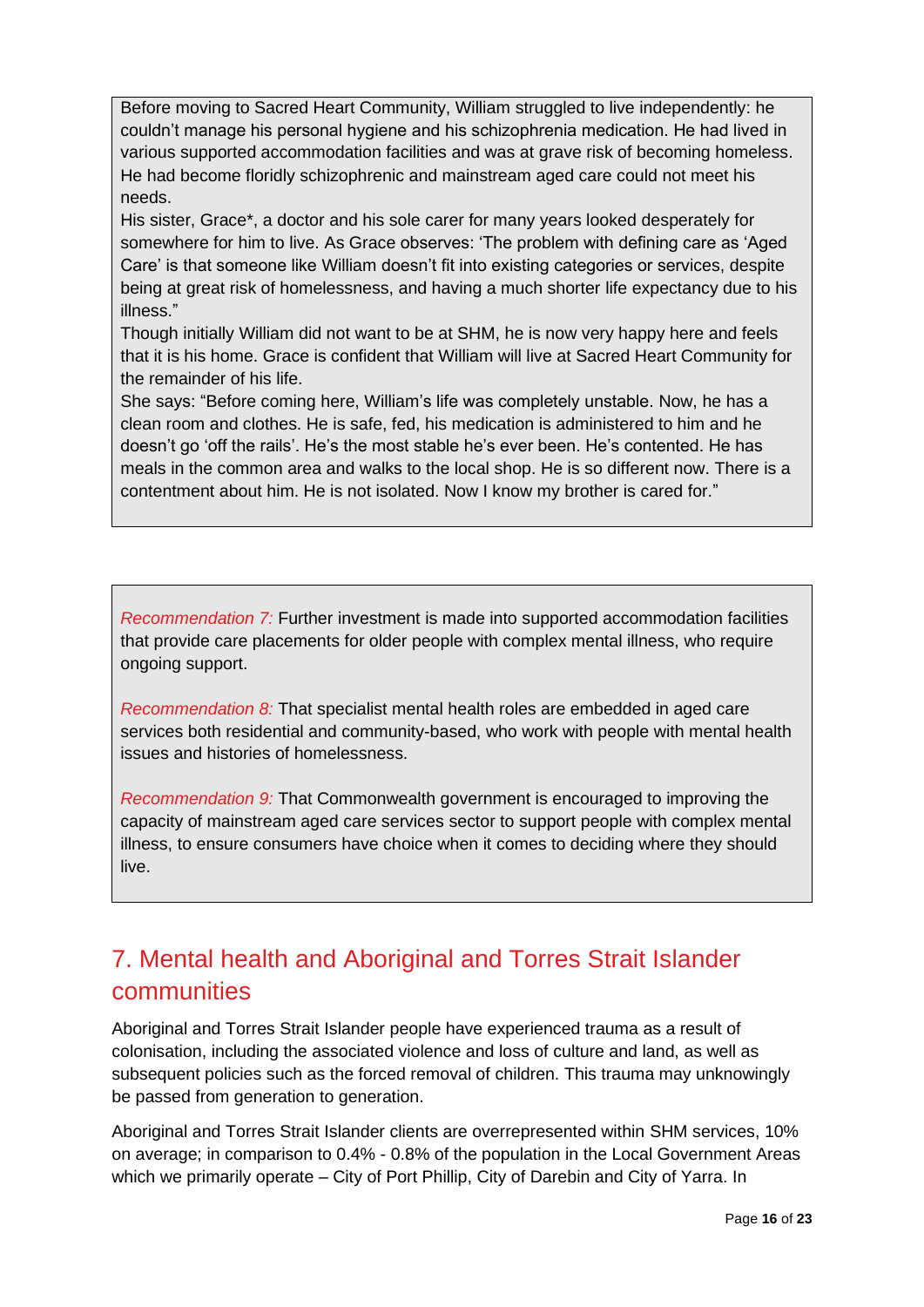Before moving to Sacred Heart Community, William struggled to live independently: he couldn't manage his personal hygiene and his schizophrenia medication. He had lived in various supported accommodation facilities and was at grave risk of becoming homeless. He had become floridly schizophrenic and mainstream aged care could not meet his needs.

His sister, Grace*, a doctor and his sole carer for many years looked desperately for somewhere for him to live. As Grace observes: 'The problem with defining care as 'Aged Care' is that someone like William doesn't fit into existing categories or services, despite being at great risk of homelessness, and having a much shorter life expectancy due to his illness."

Though initially William did not want to be at SHM, he is now very happy here and feels that it is his home. Grace is confident that William will live at Sacred Heart Community for the remainder of his life.

She says: "Before coming here, William's life was completely unstable. Now, he has a clean room and clothes. He is safe, fed, his medication is administered to him and he doesn't go 'off the rails'. He's the most stable he's ever been. He's contented. He has meals in the common area and walks to the local shop. He is so different now. There is a contentment about him. He is not isolated. Now I know my brother is cared for."

*Recommendation 7:* Further investment is made into supported accommodation facilities that provide care placements for older people with complex mental illness, who require ongoing support.

*Recommendation 8:* That specialist mental health roles are embedded in aged care services both residential and community-based, who work with people with mental health issues and histories of homelessness.

*Recommendation 9:* That Commonwealth government is encouraged to improving the capacity of mainstream aged care services sector to support people with complex mental illness, to ensure consumers have choice when it comes to deciding where they should live.

## 7. Mental health and Aboriginal and Torres Strait Islander communities

Aboriginal and Torres Strait Islander people have experienced trauma as a result of colonisation, including the associated violence and loss of culture and land, as well as subsequent policies such as the forced removal of children. This trauma may unknowingly be passed from generation to generation.

Aboriginal and Torres Strait Islander clients are overrepresented within SHM services, 10% on average; in comparison to 0.4% - 0.8% of the population in the Local Government Areas which we primarily operate – City of Port Phillip, City of Darebin and City of Yarra. In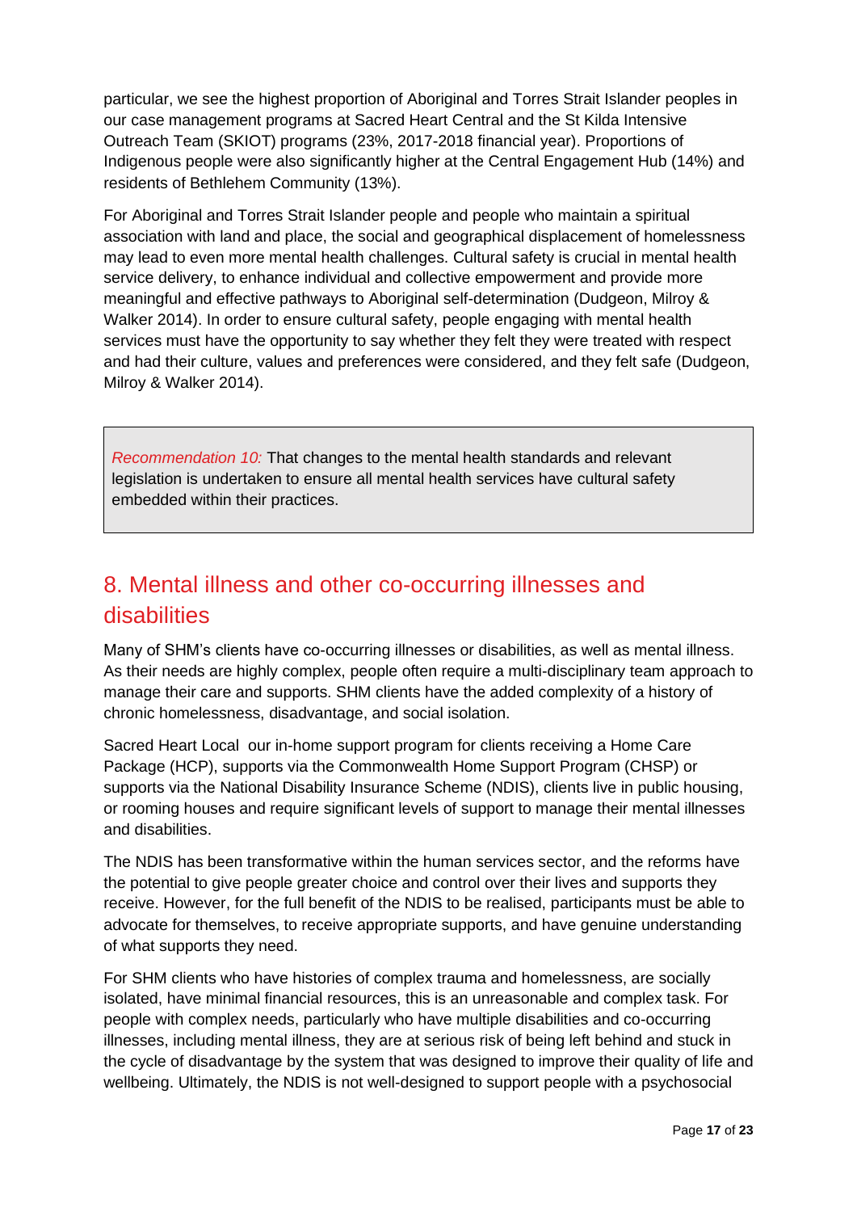particular, we see the highest proportion of Aboriginal and Torres Strait Islander peoples in our case management programs at Sacred Heart Central and the St Kilda Intensive Outreach Team (SKIOT) programs (23%, 2017-2018 financial year). Proportions of Indigenous people were also significantly higher at the Central Engagement Hub (14%) and residents of Bethlehem Community (13%).

For Aboriginal and Torres Strait Islander people and people who maintain a spiritual association with land and place, the social and geographical displacement of homelessness may lead to even more mental health challenges. Cultural safety is crucial in mental health service delivery, to enhance individual and collective empowerment and provide more meaningful and effective pathways to Aboriginal self-determination (Dudgeon, Milroy & Walker 2014). In order to ensure cultural safety, people engaging with mental health services must have the opportunity to say whether they felt they were treated with respect and had their culture, values and preferences were considered, and they felt safe (Dudgeon, Milroy & Walker 2014).

> *Recommendation 10:* That changes to the mental health standards and relevant legislation is undertaken to ensure all mental health services have cultural safety embedded within their practices.

## 8. Mental illness and other co-occurring illnesses and disabilities

Many of SHM's clients have co-occurring illnesses or disabilities, as well as mental illness. As their needs are highly complex, people often require a multi-disciplinary team approach to manage their care and supports. SHM clients have the added complexity of a history of chronic homelessness, disadvantage, and social isolation.

Sacred Heart Local our in-home support program for clients receiving a Home Care Package (HCP), supports via the Commonwealth Home Support Program (CHSP) or supports via the National Disability Insurance Scheme (NDIS), clients live in public housing, or rooming houses and require significant levels of support to manage their mental illnesses and disabilities.

The NDIS has been transformative within the human services sector, and the reforms have the potential to give people greater choice and control over their lives and supports they receive. However, for the full benefit of the NDIS to be realised, participants must be able to advocate for themselves, to receive appropriate supports, and have genuine understanding of what supports they need.

For SHM clients who have histories of complex trauma and homelessness, are socially isolated, have minimal financial resources, this is an unreasonable and complex task. For people with complex needs, particularly who have multiple disabilities and co-occurring illnesses, including mental illness, they are at serious risk of being left behind and stuck in the cycle of disadvantage by the system that was designed to improve their quality of life and wellbeing. Ultimately, the NDIS is not well-designed to support people with a psychosocial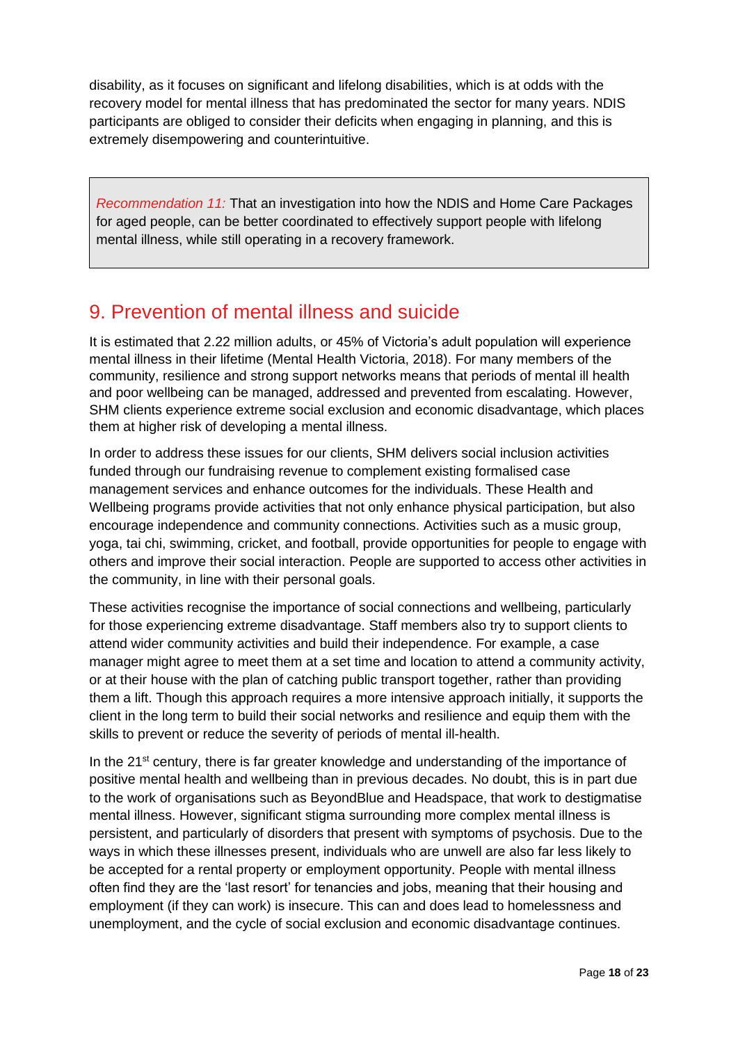disability, as it focuses on significant and lifelong disabilities, which is at odds with the recovery model for mental illness that has predominated the sector for many years. NDIS participants are obliged to consider their deficits when engaging in planning, and this is extremely disempowering and counterintuitive.

> *Recommendation 11:* That an investigation into how the NDIS and Home Care Packages for aged people, can be better coordinated to effectively support people with lifelong mental illness, while still operating in a recovery framework.

## 9. Prevention of mental illness and suicide

It is estimated that 2.22 million adults, or 45% of Victoria's adult population will experience mental illness in their lifetime (Mental Health Victoria, 2018). For many members of the community, resilience and strong support networks means that periods of mental ill health and poor wellbeing can be managed, addressed and prevented from escalating. However, SHM clients experience extreme social exclusion and economic disadvantage, which places them at higher risk of developing a mental illness.

In order to address these issues for our clients, SHM delivers social inclusion activities funded through our fundraising revenue to complement existing formalised case management services and enhance outcomes for the individuals. These Health and Wellbeing programs provide activities that not only enhance physical participation, but also encourage independence and community connections. Activities such as a music group, yoga, tai chi, swimming, cricket, and football, provide opportunities for people to engage with others and improve their social interaction. People are supported to access other activities in the community, in line with their personal goals.

These activities recognise the importance of social connections and wellbeing, particularly for those experiencing extreme disadvantage. Staff members also try to support clients to attend wider community activities and build their independence. For example, a case manager might agree to meet them at a set time and location to attend a community activity, or at their house with the plan of catching public transport together, rather than providing them a lift. Though this approach requires a more intensive approach initially, it supports the client in the long term to build their social networks and resilience and equip them with the skills to prevent or reduce the severity of periods of mental ill-health.

In the 21st century, there is far greater knowledge and understanding of the importance of positive mental health and wellbeing than in previous decades. No doubt, this is in part due to the work of organisations such as BeyondBlue and Headspace, that work to destigmatise mental illness. However, significant stigma surrounding more complex mental illness is persistent, and particularly of disorders that present with symptoms of psychosis. Due to the ways in which these illnesses present, individuals who are unwell are also far less likely to be accepted for a rental property or employment opportunity. People with mental illness often find they are the 'last resort' for tenancies and jobs, meaning that their housing and employment (if they can work) is insecure. This can and does lead to homelessness and unemployment, and the cycle of social exclusion and economic disadvantage continues.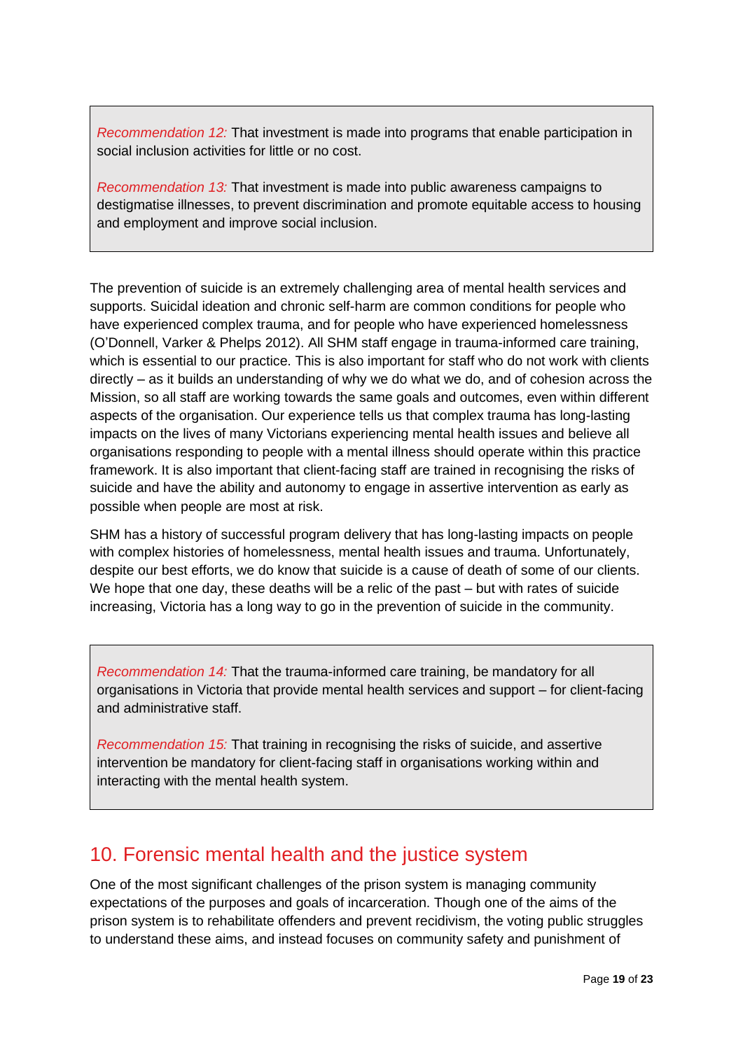> *Recommendation 12:* That investment is made into programs that enable participation in social inclusion activities for little or no cost.
>
> *Recommendation 13:* That investment is made into public awareness campaigns to destigmatise illnesses, to prevent discrimination and promote equitable access to housing and employment and improve social inclusion.

The prevention of suicide is an extremely challenging area of mental health services and supports. Suicidal ideation and chronic self-harm are common conditions for people who have experienced complex trauma, and for people who have experienced homelessness (O'Donnell, Varker & Phelps 2012). All SHM staff engage in trauma-informed care training, which is essential to our practice. This is also important for staff who do not work with clients directly – as it builds an understanding of why we do what we do, and of cohesion across the Mission, so all staff are working towards the same goals and outcomes, even within different aspects of the organisation. Our experience tells us that complex trauma has long-lasting impacts on the lives of many Victorians experiencing mental health issues and believe all organisations responding to people with a mental illness should operate within this practice framework. It is also important that client-facing staff are trained in recognising the risks of suicide and have the ability and autonomy to engage in assertive intervention as early as possible when people are most at risk.

SHM has a history of successful program delivery that has long-lasting impacts on people with complex histories of homelessness, mental health issues and trauma. Unfortunately, despite our best efforts, we do know that suicide is a cause of death of some of our clients. We hope that one day, these deaths will be a relic of the past – but with rates of suicide increasing, Victoria has a long way to go in the prevention of suicide in the community.

> *Recommendation 14:* That the trauma-informed care training, be mandatory for all organisations in Victoria that provide mental health services and support – for client-facing and administrative staff.
>
> *Recommendation 15:* That training in recognising the risks of suicide, and assertive intervention be mandatory for client-facing staff in organisations working within and interacting with the mental health system.

## 10. Forensic mental health and the justice system

One of the most significant challenges of the prison system is managing community expectations of the purposes and goals of incarceration. Though one of the aims of the prison system is to rehabilitate offenders and prevent recidivism, the voting public struggles to understand these aims, and instead focuses on community safety and punishment of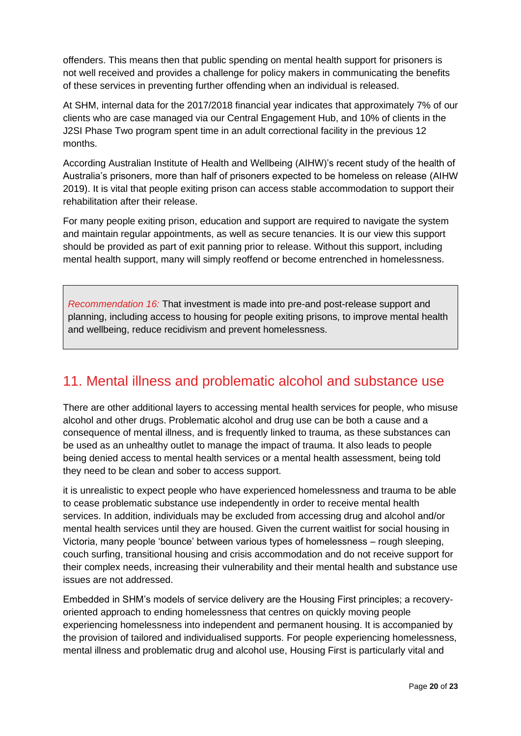offenders. This means then that public spending on mental health support for prisoners is not well received and provides a challenge for policy makers in communicating the benefits of these services in preventing further offending when an individual is released.

At SHM, internal data for the 2017/2018 financial year indicates that approximately 7% of our clients who are case managed via our Central Engagement Hub, and 10% of clients in the J2SI Phase Two program spent time in an adult correctional facility in the previous 12 months.

According Australian Institute of Health and Wellbeing (AIHW)'s recent study of the health of Australia's prisoners, more than half of prisoners expected to be homeless on release (AIHW 2019). It is vital that people exiting prison can access stable accommodation to support their rehabilitation after their release.

For many people exiting prison, education and support are required to navigate the system and maintain regular appointments, as well as secure tenancies. It is our view this support should be provided as part of exit panning prior to release. Without this support, including mental health support, many will simply reoffend or become entrenched in homelessness.

> *Recommendation 16:* That investment is made into pre-and post-release support and planning, including access to housing for people exiting prisons, to improve mental health and wellbeing, reduce recidivism and prevent homelessness.

## 11. Mental illness and problematic alcohol and substance use

There are other additional layers to accessing mental health services for people, who misuse alcohol and other drugs. Problematic alcohol and drug use can be both a cause and a consequence of mental illness, and is frequently linked to trauma, as these substances can be used as an unhealthy outlet to manage the impact of trauma. It also leads to people being denied access to mental health services or a mental health assessment, being told they need to be clean and sober to access support.

it is unrealistic to expect people who have experienced homelessness and trauma to be able to cease problematic substance use independently in order to receive mental health services. In addition, individuals may be excluded from accessing drug and alcohol and/or mental health services until they are housed. Given the current waitlist for social housing in Victoria, many people 'bounce' between various types of homelessness – rough sleeping, couch surfing, transitional housing and crisis accommodation and do not receive support for their complex needs, increasing their vulnerability and their mental health and substance use issues are not addressed.

Embedded in SHM's models of service delivery are the Housing First principles; a recovery-oriented approach to ending homelessness that centres on quickly moving people experiencing homelessness into independent and permanent housing. It is accompanied by the provision of tailored and individualised supports. For people experiencing homelessness, mental illness and problematic drug and alcohol use, Housing First is particularly vital and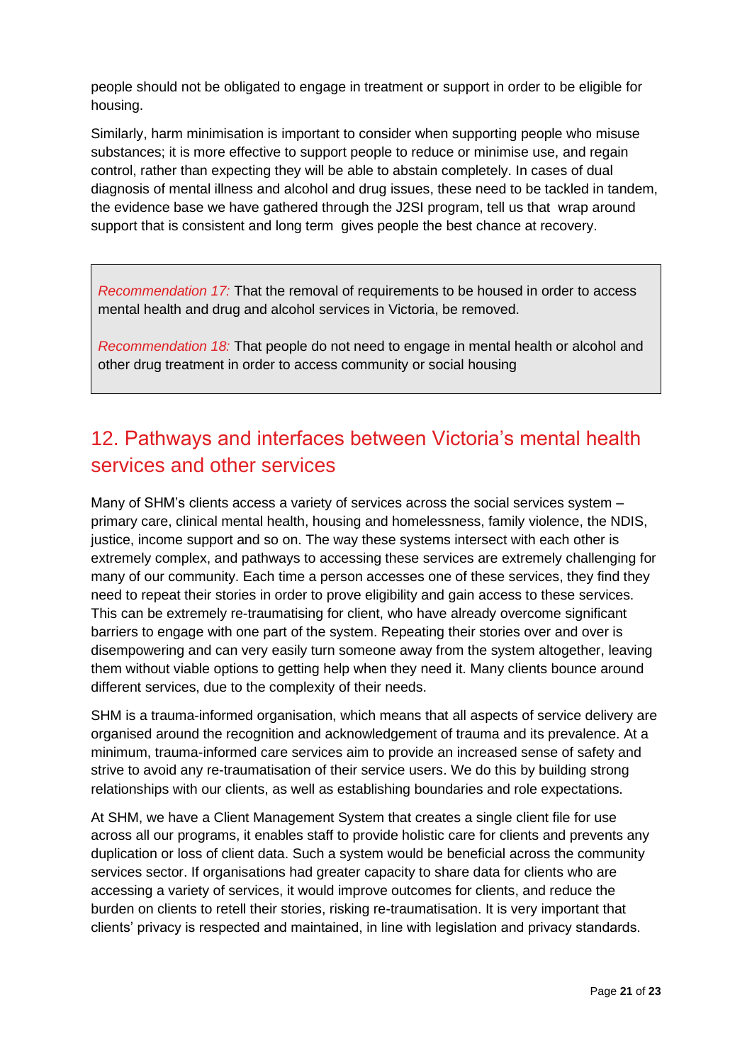people should not be obligated to engage in treatment or support in order to be eligible for housing.

Similarly, harm minimisation is important to consider when supporting people who misuse substances; it is more effective to support people to reduce or minimise use, and regain control, rather than expecting they will be able to abstain completely. In cases of dual diagnosis of mental illness and alcohol and drug issues, these need to be tackled in tandem, the evidence base we have gathered through the J2SI program, tell us that wrap around support that is consistent and long term gives people the best chance at recovery.

> *Recommendation 17:* That the removal of requirements to be housed in order to access mental health and drug and alcohol services in Victoria, be removed.
>
> *Recommendation 18:* That people do not need to engage in mental health or alcohol and other drug treatment in order to access community or social housing

## 12. Pathways and interfaces between Victoria's mental health services and other services

Many of SHM's clients access a variety of services across the social services system – primary care, clinical mental health, housing and homelessness, family violence, the NDIS, justice, income support and so on. The way these systems intersect with each other is extremely complex, and pathways to accessing these services are extremely challenging for many of our community. Each time a person accesses one of these services, they find they need to repeat their stories in order to prove eligibility and gain access to these services. This can be extremely re-traumatising for client, who have already overcome significant barriers to engage with one part of the system. Repeating their stories over and over is disempowering and can very easily turn someone away from the system altogether, leaving them without viable options to getting help when they need it. Many clients bounce around different services, due to the complexity of their needs.

SHM is a trauma-informed organisation, which means that all aspects of service delivery are organised around the recognition and acknowledgement of trauma and its prevalence. At a minimum, trauma-informed care services aim to provide an increased sense of safety and strive to avoid any re-traumatisation of their service users. We do this by building strong relationships with our clients, as well as establishing boundaries and role expectations.

At SHM, we have a Client Management System that creates a single client file for use across all our programs, it enables staff to provide holistic care for clients and prevents any duplication or loss of client data. Such a system would be beneficial across the community services sector. If organisations had greater capacity to share data for clients who are accessing a variety of services, it would improve outcomes for clients, and reduce the burden on clients to retell their stories, risking re-traumatisation. It is very important that clients' privacy is respected and maintained, in line with legislation and privacy standards.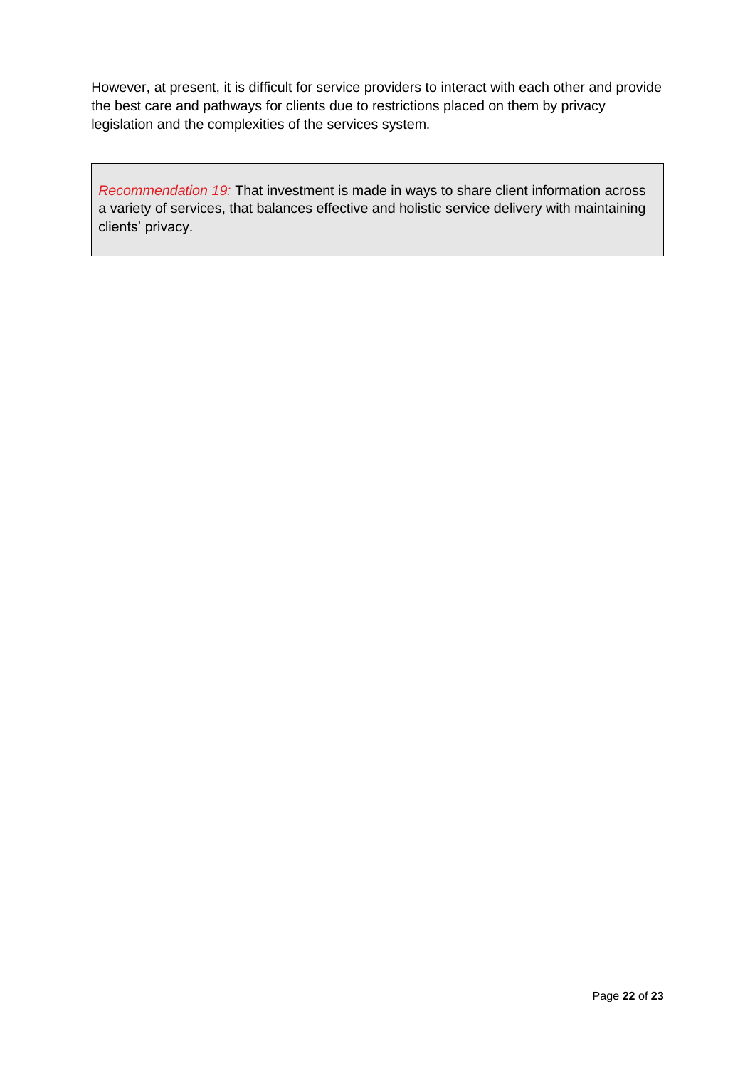However, at present, it is difficult for service providers to interact with each other and provide the best care and pathways for clients due to restrictions placed on them by privacy legislation and the complexities of the services system.

> *Recommendation 19:* That investment is made in ways to share client information across a variety of services, that balances effective and holistic service delivery with maintaining clients' privacy.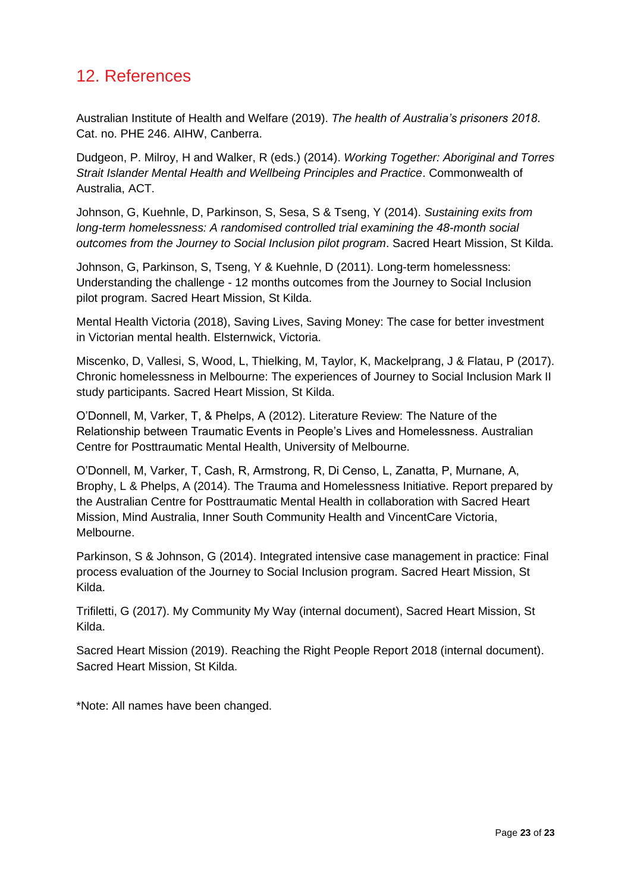## 12. References

Australian Institute of Health and Welfare (2019). *The health of Australia's prisoners 2018*. Cat. no. PHE 246. AIHW, Canberra.

Dudgeon, P. Milroy, H and Walker, R (eds.) (2014). *Working Together: Aboriginal and Torres Strait Islander Mental Health and Wellbeing Principles and Practice*. Commonwealth of Australia, ACT.

Johnson, G, Kuehnle, D, Parkinson, S, Sesa, S & Tseng, Y (2014). *Sustaining exits from long-term homelessness: A randomised controlled trial examining the 48-month social outcomes from the Journey to Social Inclusion pilot program*. Sacred Heart Mission, St Kilda.

Johnson, G, Parkinson, S, Tseng, Y & Kuehnle, D (2011). Long-term homelessness: Understanding the challenge - 12 months outcomes from the Journey to Social Inclusion pilot program. Sacred Heart Mission, St Kilda.

Mental Health Victoria (2018), Saving Lives, Saving Money: The case for better investment in Victorian mental health. Elsternwick, Victoria.

Miscenko, D, Vallesi, S, Wood, L, Thielking, M, Taylor, K, Mackelprang, J & Flatau, P (2017). Chronic homelessness in Melbourne: The experiences of Journey to Social Inclusion Mark II study participants. Sacred Heart Mission, St Kilda.

O'Donnell, M, Varker, T, & Phelps, A (2012). Literature Review: The Nature of the Relationship between Traumatic Events in People's Lives and Homelessness. Australian Centre for Posttraumatic Mental Health, University of Melbourne.

O'Donnell, M, Varker, T, Cash, R, Armstrong, R, Di Censo, L, Zanatta, P, Murnane, A, Brophy, L & Phelps, A (2014). The Trauma and Homelessness Initiative. Report prepared by the Australian Centre for Posttraumatic Mental Health in collaboration with Sacred Heart Mission, Mind Australia, Inner South Community Health and VincentCare Victoria, Melbourne.

Parkinson, S & Johnson, G (2014). Integrated intensive case management in practice: Final process evaluation of the Journey to Social Inclusion program. Sacred Heart Mission, St Kilda.

Trifiletti, G (2017). My Community My Way (internal document), Sacred Heart Mission, St Kilda.

Sacred Heart Mission (2019). Reaching the Right People Report 2018 (internal document). Sacred Heart Mission, St Kilda.

*Note: All names have been changed.